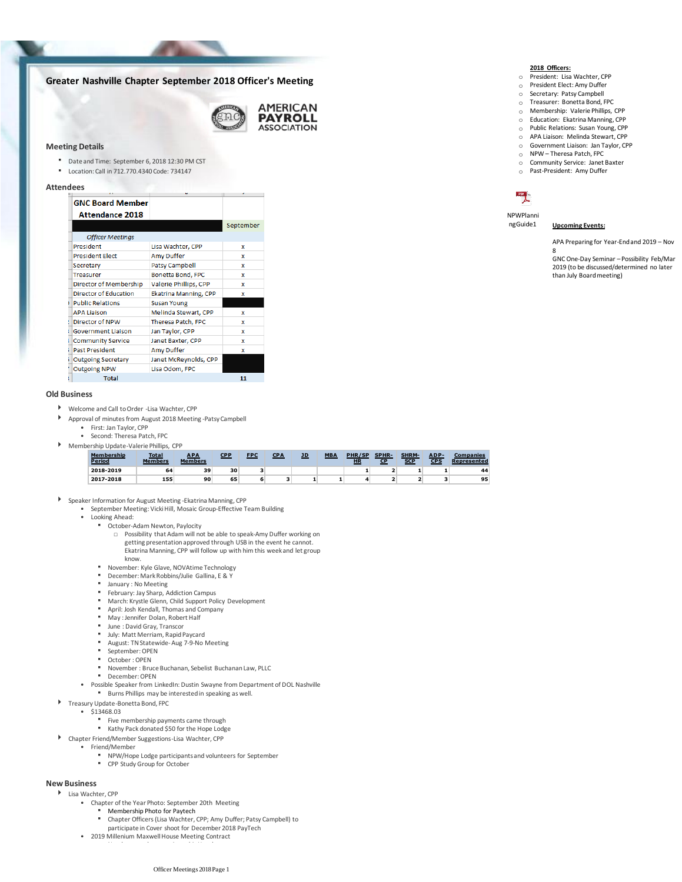# Greater Nashville Chapter September 2018 Officer's Meeting

AMERICAN PAYROLL ASSOCIATION

## Meeting Details

- Date and Time: September 6, 2018 12:30 PM CST
- Location: Call in 712.770.4340 Code: 734147

## Attendees

| GNC Board Member Attendance 2018 | | |
|---|---|---|
| | | September |
| *Officer Meetings* | | |
| President | Lisa Wachter, CPP | x |
| President Elect | Amy Duffer | x |
| Secretary | Patsy Campbell | x |
| Treasurer | Bonetta Bond, FPC | x |
| Director of Membership | Valerie Phillips, CPP | x |
| Director of Education | Ekatrina Manning, CPP | x |
| Public Relations | Susan Young | |
| APA Liaison | Melinda Stewart, CPP | x |
| Director of NPW | Theresa Patch, FPC | x |
| Government Liaison | Jan Taylor, CPP | x |
| Community Service | Janet Baxter, CPP | x |
| Past President | Amy Duffer | x |
| Outgoing Secretary | Janet McReynolds, CPP | |
| Outgoing NPW | Lisa Odom, FPC | |
| Total | | 11 |

## Old Business

- Welcome and Call to Order -Lisa Wachter, CPP
- Approval of minutes from August 2018 Meeting -Patsy Campbell
  - First: Jan Taylor, CPP
  - Second: Theresa Patch, FPC
- Membership Update-Valerie Phillips, CPP

| Membership Period | Total Members | APA Members | CPP | FPC | CPA | JD | MBA | PHR/SP HR | SPHR-CP | SHRM-SCP | ADP-CPS | Companies Represented |
|---|---|---|---|---|---|---|---|---|---|---|---|---|
| 2018-2019 | 64 | 39 | 30 | 3 | | | | 1 | 2 | 1 | 1 | 44 |
| 2017-2018 | 155 | 90 | 65 | 6 | 3 | 1 | 1 | 4 | 2 | 2 | 3 | 95 |

- Speaker Information for August Meeting -Ekatrina Manning, CPP
  - September Meeting: Vicki Hill, Mosaic Group-Effective Team Building
  - Looking Ahead:
    - October-Adam Newton, Paylocity
      - Possibility that Adam will not be able to speak-Amy Duffer working on getting presentation approved through USB in the event he cannot. Ekatrina Manning, CPP will follow up with him this week and let group know.
    - November: Kyle Glave, NOVAtime Technology
    - December: Mark Robbins/Julie Gallina, E & Y
    - January : No Meeting
    - February: Jay Sharp, Addiction Campus
    - March: Krystle Glenn, Child Support Policy Development
    - April: Josh Kendall, Thomas and Company
    - May : Jennifer Dolan, Robert Half
    - June : David Gray, Transcor
    - July: Matt Merriam, Rapid Paycard
    - August: TN Statewide- Aug 7-9-No Meeting
    - September: OPEN
    - October : OPEN
    - November : Bruce Buchanan, Sebelist Buchanan Law, PLLC
    - December: OPEN
  - Possible Speaker from LinkedIn: Dustin Swayne from Department of DOL Nashville
    - Burns Phillips may be interested in speaking as well.
- Treasury Update-Bonetta Bond, FPC
  - $13468.03
    - Five membership payments came through
    - Kathy Pack donated $50 for the Hope Lodge
- Chapter Friend/Member Suggestions-Lisa Wachter, CPP
  - Friend/Member
    - NPW/Hope Lodge participants and volunteers for September
    - CPP Study Group for October

## New Business

- Lisa Wachter, CPP
  - Chapter of the Year Photo: September 20th Meeting
    - Membership Photo for Paytech
    - Chapter Officers (Lisa Wachter, CPP; Amy Duffer; Patsy Campbell) to participate in Cover shoot for December 2018 PayTech
  - 2019 Millenium Maxwell House Meeting Contract

**2018 Officers:**

- President: Lisa Wachter, CPP
- President Elect: Amy Duffer
- Secretary: Patsy Campbell
- Treasurer: Bonetta Bond, FPC
- Membership: Valerie Phillips, CPP
- Education: Ekatrina Manning, CPP
- Public Relations: Susan Young, CPP
- APA Liaison: Melinda Stewart, CPP
- Government Liaison: Jan Taylor, CPP
- NPW – Theresa Patch, FPC
- Community Service: Janet Baxter
- Past-President: Amy Duffer

NPWPlanningGuide1

**Upcoming Events:**

APA Preparing for Year-End and 2019 – Nov 8

GNC One-Day Seminar – Possibility Feb/Mar 2019 (to be discussed/determined no later than July Board meeting)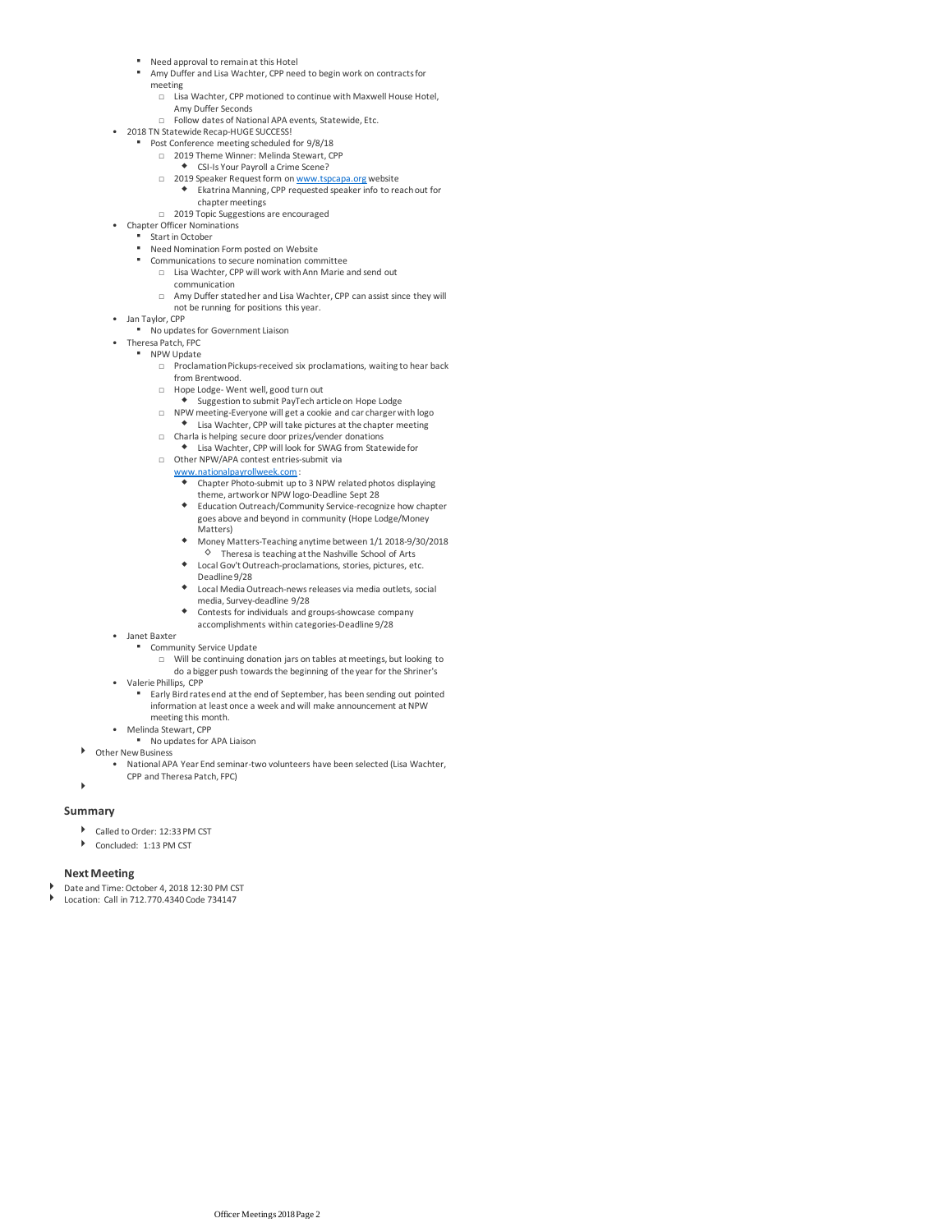- Need approval to remain at this Hotel
        - Amy Duffer and Lisa Wachter, CPP need to begin work on contracts for meeting
            - Lisa Wachter, CPP motioned to continue with Maxwell House Hotel, Amy Duffer Seconds
            - Follow dates of National APA events, Statewide, Etc.
    - 2018 TN Statewide Recap-HUGE SUCCESS!
        - Post Conference meeting scheduled for 9/8/18
            - 2019 Theme Winner: Melinda Stewart, CPP
                - CSI-Is Your Payroll a Crime Scene?
            - 2019 Speaker Request form on www.tspcapa.org website
                - Ekatrina Manning, CPP requested speaker info to reach out for chapter meetings
            - 2019 Topic Suggestions are encouraged
    - Chapter Officer Nominations
        - Start in October
        - Need Nomination Form posted on Website
        - Communications to secure nomination committee
            - Lisa Wachter, CPP will work with Ann Marie and send out communication
            - Amy Duffer stated her and Lisa Wachter, CPP can assist since they will not be running for positions this year.
    - Jan Taylor, CPP
        - No updates for Government Liaison
    - Theresa Patch, FPC
        - NPW Update
            - Proclamation Pickups-received six proclamations, waiting to hear back from Brentwood.
            - Hope Lodge- Went well, good turn out
                - Suggestion to submit PayTech article on Hope Lodge
            - NPW meeting-Everyone will get a cookie and car charger with logo
                - Lisa Wachter, CPP will take pictures at the chapter meeting
            - Charla is helping secure door prizes/vender donations
                - Lisa Wachter, CPP will look for SWAG from Statewide for
            - Other NPW/APA contest entries-submit via www.nationalpayrollweek.com:
                - Chapter Photo-submit up to 3 NPW related photos displaying theme, artwork or NPW logo-Deadline Sept 28
                - Education Outreach/Community Service-recognize how chapter goes above and beyond in community (Hope Lodge/Money Matters)
                - Money Matters-Teaching anytime between 1/1 2018-9/30/2018
                    - Theresa is teaching at the Nashville School of Arts
                - Local Gov't Outreach-proclamations, stories, pictures, etc. Deadline 9/28
                - Local Media Outreach-news releases via media outlets, social media, Survey-deadline 9/28
                - Contests for individuals and groups-showcase company accomplishments within categories-Deadline 9/28
    - Janet Baxter
        - Community Service Update
            - Will be continuing donation jars on tables at meetings, but looking to do a bigger push towards the beginning of the year for the Shriner's
    - Valerie Phillips, CPP
        - Early Bird rates end at the end of September, has been sending out pointed information at least once a week and will make announcement at NPW meeting this month.
    - Melinda Stewart, CPP
        - No updates for APA Liaison
- Other New Business
    - National APA Year End seminar-two volunteers have been selected (Lisa Wachter, CPP and Theresa Patch, FPC)
- 

### Summary

- Called to Order: 12:33 PM CST
- Concluded: 1:13 PM CST

### Next Meeting

- Date and Time: October 4, 2018 12:30 PM CST
- Location: Call in 712.770.4340 Code 734147